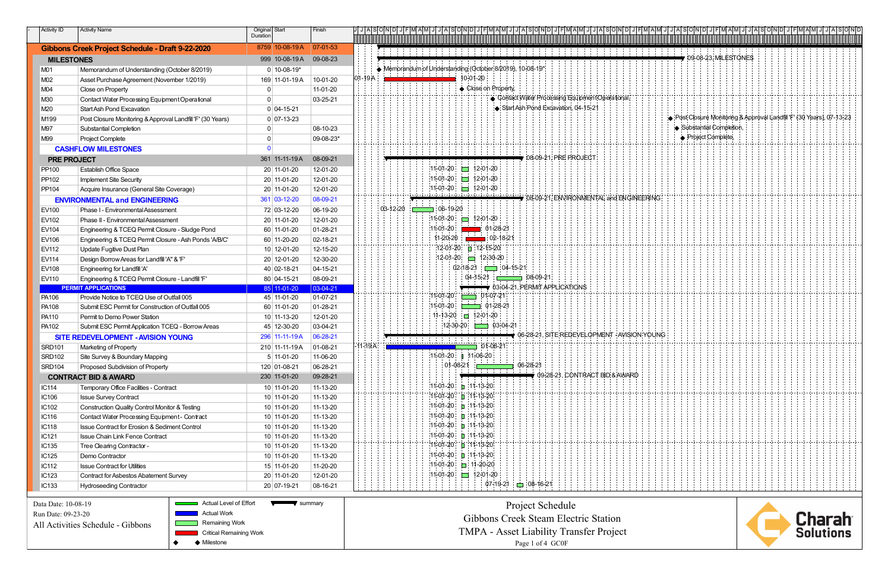| Activity ID | Activity Name | Original Duration | Start | Finish |
|---|---|---|---|---|
| **Gibbons Creek Project Schedule - Draft 9-22-2020** | | 8759 | 10-08-19 A | 07-01-53 |
| **MILESTONES** | | 999 | 10-08-19 A | 09-08-23 |
| M01 | Memorandum of Understanding (October 8/2019) | 0 | 10-08-19* | |
| M02 | Asset Purchase Agreement (November 1/2019) | 169 | 11-01-19 A | 10-01-20 |
| M04 | Close on Property | 0 | | 11-01-20 |
| M30 | Contact Water Processing Equipment Operational | 0 | | 03-25-21 |
| M20 | Start Ash Pond Excavation | 0 | 04-15-21 | |
| M199 | Post Closure Monitoring & Approval Landfill 'F' (30 Years) | 0 | 07-13-23 | |
| M97 | Substantial Completion | 0 | | 08-10-23 |
| M99 | Project Complete | 0 | | 09-08-23* |
| **CASHFLOW MILESTONES** | | 0 | | |
| **PRE PROJECT** | | 361 | 11-11-19 A | 08-09-21 |
| PP100 | Establish Office Space | 20 | 11-01-20 | 12-01-20 |
| PP102 | Implement Site Security | 20 | 11-01-20 | 12-01-20 |
| PP104 | Acquire Insurance (General Site Coverage) | 20 | 11-01-20 | 12-01-20 |
| **ENVIRONMENTAL and ENGINEERING** | | 361 | 03-12-20 | 08-09-21 |
| EV100 | Phase I - Environmental Assessment | 72 | 03-12-20 | 06-19-20 |
| EV102 | Phase II - Environmental Assessment | 20 | 11-01-20 | 12-01-20 |
| EV104 | Engineering & TCEQ Permit Closure - Sludge Pond | 60 | 11-01-20 | 01-28-21 |
| EV106 | Engineering & TCEQ Permit Closure - Ash Ponds 'A/B/C' | 60 | 11-20-20 | 02-18-21 |
| EV112 | Update Fugitive Dust Plan | 10 | 12-01-20 | 12-15-20 |
| EV114 | Design Borrow Areas for Landfill 'A" & 'F' | 20 | 12-01-20 | 12-30-20 |
| EV108 | Engineering for Landfill 'A' | 40 | 02-18-21 | 04-15-21 |
| EV110 | Engineering & TCEQ Permit Closure - Landfill 'F' | 80 | 04-15-21 | 08-09-21 |
| **PERMIT APPLICATIONS** | | 85 | 11-01-20 | 03-04-21 |
| PA106 | Provide Notice to TCEQ Use of Outfall 005 | 45 | 11-01-20 | 01-07-21 |
| PA108 | Submit ESC Permit for Construction of Outfall 005 | 60 | 11-01-20 | 01-28-21 |
| PA110 | Permit to Demo Power Station | 10 | 11-13-20 | 12-01-20 |
| PA102 | Submit ESC Permit Application TCEQ - Borrow Areas | 45 | 12-30-20 | 03-04-21 |
| **SITE REDEVELOPMENT - AVISION YOUNG** | | 296 | 11-11-19 A | 06-28-21 |
| SRD101 | Marketing of Property | 210 | 11-11-19 A | 01-08-21 |
| SRD102 | Site Survey & Boundary Mapping | 5 | 11-01-20 | 11-06-20 |
| SRD104 | Proposed Subdivision of Property | 120 | 01-08-21 | 06-28-21 |
| **CONTRACT BID & AWARD** | | 230 | 11-01-20 | 09-28-21 |
| IC114 | Temporary Office Facilities - Contract | 10 | 11-01-20 | 11-13-20 |
| IC106 | Issue Survey Contract | 10 | 11-01-20 | 11-13-20 |
| IC102 | Construction Quality Control Monitor & Testing | 10 | 11-01-20 | 11-13-20 |
| IC116 | Contact Water Processing Equipment - Contract | 10 | 11-01-20 | 11-13-20 |
| IC118 | Issue Contract for Erosion & Sediment Control | 10 | 11-01-20 | 11-13-20 |
| IC121 | Issue Chain Link Fence Contract | 10 | 11-01-20 | 11-13-20 |
| IC135 | Tree Clearing Contractor - | 10 | 11-01-20 | 11-13-20 |
| IC125 | Demo Contractor | 10 | 11-01-20 | 11-13-20 |
| IC112 | Issue Contract for Utilities | 15 | 11-01-20 | 11-20-20 |
| IC123 | Contract for Asbestos Abatement Survey | 20 | 11-01-20 | 12-01-20 |
| IC133 | Hydroseeding Contractor | 20 | 07-19-21 | 08-16-21 |

Data Date: 10-08-19
Run Date: 09-23-20
All Activities Schedule - Gibbons

Legend: Actual Level of Effort; Actual Work; Remaining Work; Critical Remaining Work; Milestone; summary

Project Schedule
Gibbons Creek Steam Electric Station
TMPA - Asset Liability Transfer Project
Page 1 of 4 GC0F

Charah Solutions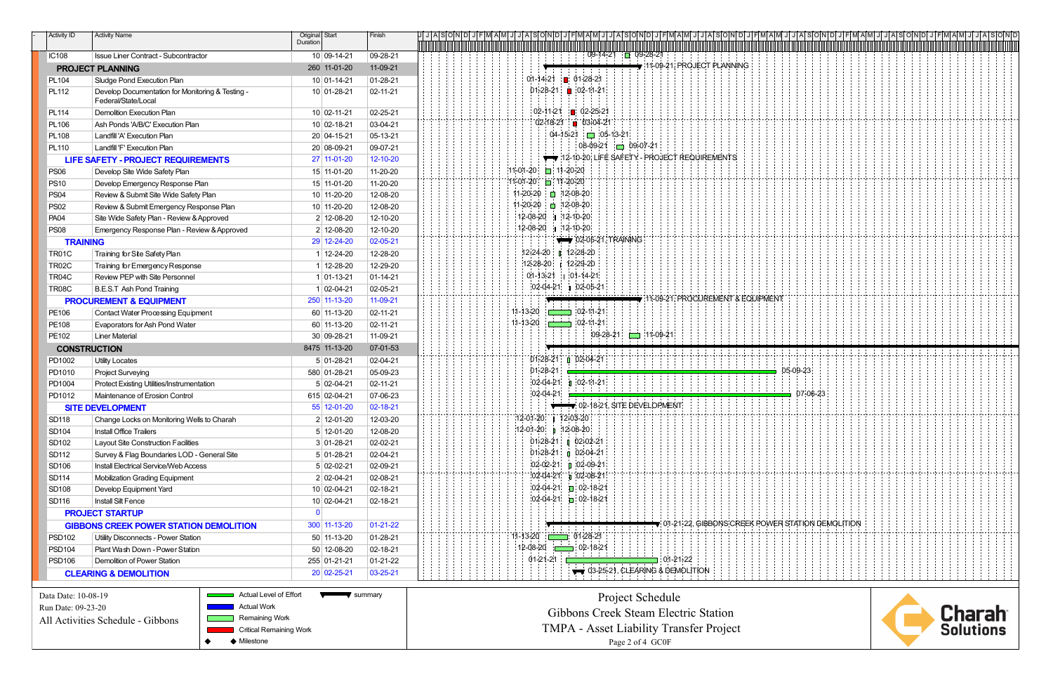| Activity ID | Activity Name | Original Duration | Start | Finish |
|---|---|---|---|---|
| IC108 | Issue Liner Contract - Subcontractor | 10 | 09-14-21 | 09-28-21 |
| **PROJECT PLANNING** | | 260 | 11-01-20 | 11-09-21 |
| PL104 | Sludge Pond Execution Plan | 10 | 01-14-21 | 01-28-21 |
| PL112 | Develop Documentation for Monitoring & Testing - Federal/State/Local | 10 | 01-28-21 | 02-11-21 |
| PL114 | Demolition Execution Plan | 10 | 02-11-21 | 02-25-21 |
| PL106 | Ash Ponds 'A/B/C' Execution Plan | 10 | 02-18-21 | 03-04-21 |
| PL108 | Landfill 'A' Execution Plan | 20 | 04-15-21 | 05-13-21 |
| PL110 | Landfill 'F' Execution Plan | 20 | 08-09-21 | 09-07-21 |
| **LIFE SAFETY - PROJECT REQUIREMENTS** | | 27 | 11-01-20 | 12-10-20 |
| PS06 | Develop Site Wide Safety Plan | 15 | 11-01-20 | 11-20-20 |
| PS10 | Develop Emergency Response Plan | 15 | 11-01-20 | 11-20-20 |
| PS04 | Review & Submit Site Wide Safety Plan | 10 | 11-20-20 | 12-08-20 |
| PS02 | Review & Submit Emergency Response Plan | 10 | 11-20-20 | 12-08-20 |
| PA04 | Site Wide Safety Plan - Review & Approved | 2 | 12-08-20 | 12-10-20 |
| PS08 | Emergency Response Plan - Review & Approved | 2 | 12-08-20 | 12-10-20 |
| **TRAINING** | | 29 | 12-24-20 | 02-05-21 |
| TR01C | Training for Site Safety Plan | 1 | 12-24-20 | 12-28-20 |
| TR02C | Training for Emergency Response | 1 | 12-28-20 | 12-29-20 |
| TR04C | Review PEP with Site Personnel | 1 | 01-13-21 | 01-14-21 |
| TR08C | B.E.S.T Ash Pond Training | 1 | 02-04-21 | 02-05-21 |
| **PROCUREMENT & EQUIPMENT** | | 250 | 11-13-20 | 11-09-21 |
| PE106 | Contact Water Processing Equipment | 60 | 11-13-20 | 02-11-21 |
| PE108 | Evaporators for Ash Pond Water | 60 | 11-13-20 | 02-11-21 |
| PE102 | Liner Material | 30 | 09-28-21 | 11-09-21 |
| **CONSTRUCTION** | | 8475 | 11-13-20 | 07-01-53 |
| PD1002 | Utility Locates | 5 | 01-28-21 | 02-04-21 |
| PD1010 | Project Surveying | 580 | 01-28-21 | 05-09-23 |
| PD1004 | Protect Existing Utilities/Instrumentation | 5 | 02-04-21 | 02-11-21 |
| PD1012 | Maintenance of Erosion Control | 615 | 02-04-21 | 07-06-23 |
| **SITE DEVELOPMENT** | | 55 | 12-01-20 | 02-18-21 |
| SD118 | Change Locks on Monitoring Wells to Charah | 2 | 12-01-20 | 12-03-20 |
| SD104 | Install Office Trailers | 5 | 12-01-20 | 12-08-20 |
| SD102 | Layout Site Construction Facilities | 3 | 01-28-21 | 02-02-21 |
| SD112 | Survey & Flag Boundaries LOD - General Site | 5 | 01-28-21 | 02-04-21 |
| SD106 | Install Electrical Service/Web Access | 5 | 02-02-21 | 02-09-21 |
| SD114 | Mobilization Grading Equipment | 2 | 02-04-21 | 02-08-21 |
| SD108 | Develop Equipment Yard | 10 | 02-04-21 | 02-18-21 |
| SD116 | Install Silt Fence | 10 | 02-04-21 | 02-18-21 |
| **PROJECT STARTUP** | | 0 | | |
| **GIBBONS CREEK POWER STATION DEMOLITION** | | 300 | 11-13-20 | 01-21-22 |
| PSD102 | Utility Disconnects - Power Station | 50 | 11-13-20 | 01-28-21 |
| PSD104 | Plant Wash Down - Power Station | 50 | 12-08-20 | 02-18-21 |
| PSD106 | Demolition of Power Station | 255 | 01-21-21 | 01-21-22 |
| **CLEARING & DEMOLITION** | | 20 | 02-25-21 | 03-25-21 |

Data Date: 10-08-19
Run Date: 09-23-20
All Activities Schedule - Gibbons

Legend: Actual Level of Effort; Actual Work; Remaining Work; Critical Remaining Work; Milestone; summary

Project Schedule
Gibbons Creek Steam Electric Station
TMPA - Asset Liability Transfer Project
Page 2 of 4 GC0F

Charah Solutions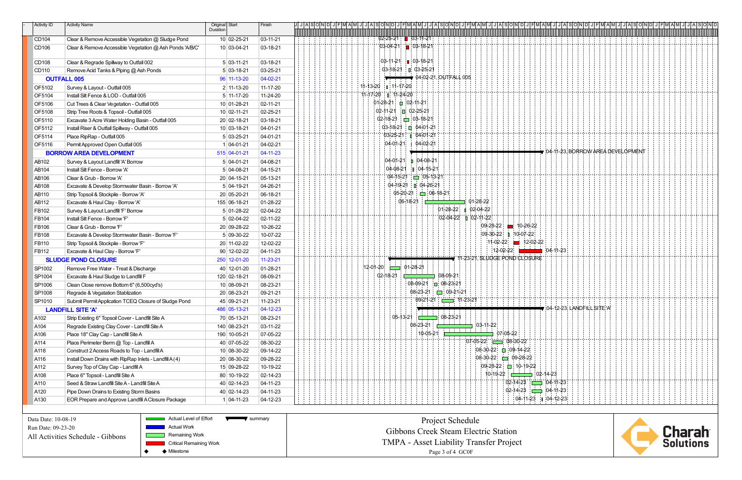| Activity ID | Activity Name | Original Duration | Start | Finish |
|---|---|---|---|---|
| CD104 | Clear & Remove Accessible Vegetation @ Sludge Pond | 10 | 02-25-21 | 03-11-21 |
| CD106 | Clear & Remove Accessible Vegetation @ Ash Ponds 'A/B/C' | 10 | 03-04-21 | 03-18-21 |
| CD108 | Clear & Regrade Spillway to Outfall 002 | 5 | 03-11-21 | 03-18-21 |
| CD110 | Remove Acid Tanks & Piping @ Ash Ponds | 5 | 03-18-21 | 03-25-21 |
| **OUTFALL 005** | | 96 | 11-13-20 | 04-02-21 |
| OF5102 | Survey & Layout - Outfall 005 | 2 | 11-13-20 | 11-17-20 |
| OF5104 | Install Silt Fence & LOD - Outfall 005 | 5 | 11-17-20 | 11-24-20 |
| OF5106 | Cut Trees & Clear Vegetation - Outfall 005 | 10 | 01-28-21 | 02-11-21 |
| OF5108 | Strip Tree Roots & Topsoil - Outfall 005 | 10 | 02-11-21 | 02-25-21 |
| OF5110 | Excavate 3 Acre Water Holding Basin - Outfall 005 | 20 | 02-18-21 | 03-18-21 |
| OF5112 | Install Riser & Outfall Spillway - Outfall 005 | 10 | 03-18-21 | 04-01-21 |
| OF5114 | Place RipRap - Outfall 005 | 5 | 03-25-21 | 04-01-21 |
| OF5116 | Permit Approved Open Outfall 005 | 1 | 04-01-21 | 04-02-21 |
| **BORROW AREA DEVELOPMENT** | | 515 | 04-01-21 | 04-11-23 |
| AB102 | Survey & Layout Landfill 'A' Borrow | 5 | 04-01-21 | 04-08-21 |
| AB104 | Install Silt Fence - Borrow 'A' | 5 | 04-08-21 | 04-15-21 |
| AB106 | Clear & Grub - Borrow 'A' | 20 | 04-15-21 | 05-13-21 |
| AB108 | Excavate & Develop Stormwater Basin - Borrow 'A' | 5 | 04-19-21 | 04-26-21 |
| AB110 | Strip Topsoil & Stockpile - Borrow 'A' | 20 | 05-20-21 | 06-18-21 |
| AB112 | Excavate & Haul Clay - Borrow 'A' | 155 | 06-18-21 | 01-28-22 |
| FB102 | Survey & Layout Landfill 'F' Borrow | 5 | 01-28-22 | 02-04-22 |
| FB104 | Install Silt Fence - Borrow 'F' | 5 | 02-04-22 | 02-11-22 |
| FB106 | Clear & Grub - Borrow 'F' | 20 | 09-28-22 | 10-26-22 |
| FB108 | Excavate & Develop Stormwater Basin - Borrow 'F' | 5 | 09-30-22 | 10-07-22 |
| FB110 | Strip Topsoil & Stockpile - Borrow 'F' | 20 | 11-02-22 | 12-02-22 |
| FB112 | Excavate & Haul Clay - Borrow 'F' | 90 | 12-02-22 | 04-11-23 |
| **SLUDGE POND CLOSURE** | | 250 | 12-01-20 | 11-23-21 |
| SP1002 | Remove Free Water - Treat & Discharge | 40 | 12-01-20 | 01-28-21 |
| SP1004 | Excavate & Haul Sludge to Landfill F | 120 | 02-18-21 | 08-09-21 |
| SP1006 | Clean Close remove Bottom 6" (6,500cyd's) | 10 | 08-09-21 | 08-23-21 |
| SP1008 | Regrade & Vegatation Stablization | 20 | 08-23-21 | 09-21-21 |
| SP1010 | Submit Permit Application TCEQ Closure of Sludge Pond | 45 | 09-21-21 | 11-23-21 |
| **LANDFILL SITE 'A'** | | 486 | 05-13-21 | 04-12-23 |
| A102 | Strip Existing 6" Topsoil Cover - Landfill Site A | 70 | 05-13-21 | 08-23-21 |
| A104 | Regrade Existing Clay Cover - Landfill Site A | 140 | 08-23-21 | 03-11-22 |
| A106 | Place 18" Clay Cap - Landfill Site A | 190 | 10-05-21 | 07-05-22 |
| A114 | Place Perimeter Berm @ Top - Landfill A | 40 | 07-05-22 | 08-30-22 |
| A118 | Construct 2 Access Roads to Top - Landfill A | 10 | 08-30-22 | 09-14-22 |
| A116 | Install Down Drains with RipRap Inlets - Landfill A (4) | 20 | 08-30-22 | 09-28-22 |
| A112 | Survey Top of Clay Cap - Landfill A | 15 | 09-28-22 | 10-19-22 |
| A108 | Place 6" Topsoil - Landfill Site A | 80 | 10-19-22 | 02-14-23 |
| A110 | Seed & Straw Landfill Site A - Landfill Site A | 40 | 02-14-23 | 04-11-23 |
| A120 | Pipe Down Drains to Existing Storm Basins | 40 | 02-14-23 | 04-11-23 |
| A130 | EOR Prepare and Approve Landfill A Closure Package | 1 | 04-11-23 | 04-12-23 |

Data Date: 10-08-19
Run Date: 09-23-20
All Activities Schedule - Gibbons

Legend: Actual Level of Effort; Actual Work; Remaining Work; Critical Remaining Work; ◆ Milestone; summary

Project Schedule
Gibbons Creek Steam Electric Station
TMPA - Asset Liability Transfer Project
Page 3 of 4 GC0F

Charah Solutions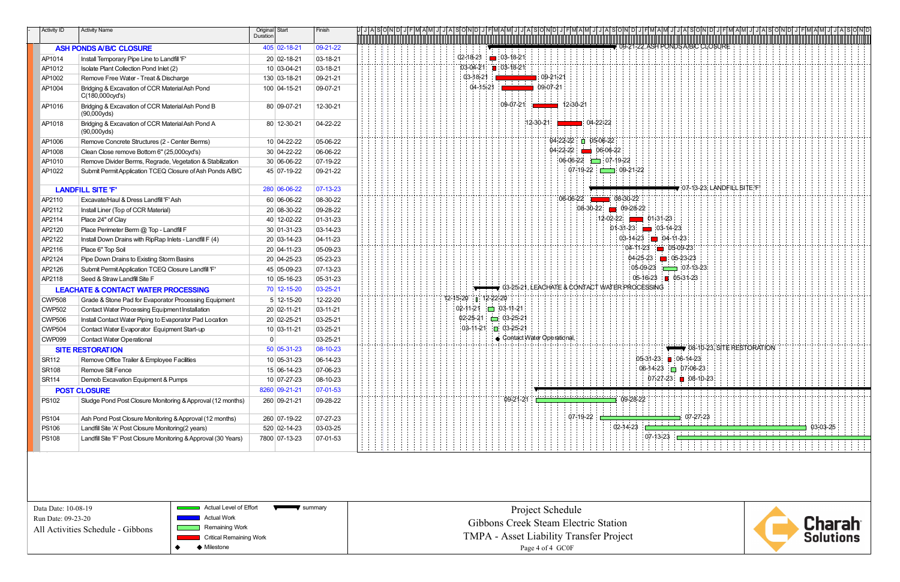| Activity ID | Activity Name | Original Duration | Start | Finish |
|---|---|---|---|---|
| **ASH PONDS A/B/C CLOSURE** | | 405 | 02-18-21 | 09-21-22 |
| AP1014 | Install Temporary Pipe Line to Landfill 'F' | 20 | 02-18-21 | 03-18-21 |
| AP1012 | Isolate Plant Collection Pond Inlet (2) | 10 | 03-04-21 | 03-18-21 |
| AP1002 | Remove Free Water - Treat & Discharge | 130 | 03-18-21 | 09-21-21 |
| AP1004 | Bridging & Excavation of CCR Material Ash Pond C(180,000cyd's) | 100 | 04-15-21 | 09-07-21 |
| AP1016 | Bridging & Excavation of CCR Material Ash Pond B (90,000yds) | 80 | 09-07-21 | 12-30-21 |
| AP1018 | Bridging & Excavation of CCR Material Ash Pond A (90,000yds) | 80 | 12-30-21 | 04-22-22 |
| AP1006 | Remove Concrete Structures (2 - Center Berms) | 10 | 04-22-22 | 05-06-22 |
| AP1008 | Clean Close remove Bottom 6" (25,000cyd's) | 30 | 04-22-22 | 06-06-22 |
| AP1010 | Remove Divider Berms, Regrade, Vegetation & Stabilization | 30 | 06-06-22 | 07-19-22 |
| AP1022 | Submit Permit Application TCEQ Closure of Ash Ponds A/B/C | 45 | 07-19-22 | 09-21-22 |
| **LANDFILL SITE 'F'** | | 280 | 06-06-22 | 07-13-23 |
| AP2110 | Excavate/Haul & Dress Landfill 'F' Ash | 60 | 06-06-22 | 08-30-22 |
| AP2112 | Install Liner (Top of CCR Material) | 20 | 08-30-22 | 09-28-22 |
| AP2114 | Place 24" of Clay | 40 | 12-02-22 | 01-31-23 |
| AP2120 | Place Perimeter Berm @ Top - Landfill F | 30 | 01-31-23 | 03-14-23 |
| AP2122 | Install Down Drains with RipRap Inlets - Landfill F (4) | 20 | 03-14-23 | 04-11-23 |
| AP2116 | Place 6" Top Soil | 20 | 04-11-23 | 05-09-23 |
| AP2124 | Pipe Down Drains to Existing Storm Basins | 20 | 04-25-23 | 05-23-23 |
| AP2126 | Submit Permit Application TCEQ Closure Landfill 'F' | 45 | 05-09-23 | 07-13-23 |
| AP2118 | Seed & Straw Landfill Site F | 10 | 05-16-23 | 05-31-23 |
| **LEACHATE & CONTACT WATER PROCESSING** | | 70 | 12-15-20 | 03-25-21 |
| CWP508 | Grade & Stone Pad for Evaporator Processing Equipment | 5 | 12-15-20 | 12-22-20 |
| CWP502 | Contact Water Processing Equipment Installation | 20 | 02-11-21 | 03-11-21 |
| CWP506 | Install Contact Water Piping to Evaporator Pad Location | 20 | 02-25-21 | 03-25-21 |
| CWP504 | Contact Water Evaporator Equipment Start-up | 10 | 03-11-21 | 03-25-21 |
| CWP099 | Contact Water Operational | 0 | | 03-25-21 |
| **SITE RESTORATION** | | 50 | 05-31-23 | 08-10-23 |
| SR112 | Remove Office Trailer & Employee Facilities | 10 | 05-31-23 | 06-14-23 |
| SR108 | Remove Silt Fence | 15 | 06-14-23 | 07-06-23 |
| SR114 | Demob Excavation Equipment & Pumps | 10 | 07-27-23 | 08-10-23 |
| **POST CLOSURE** | | 8260 | 09-21-21 | 07-01-53 |
| PS102 | Sludge Pond Post Closure Monitoring & Approval (12 months) | 260 | 09-21-21 | 09-28-22 |
| PS104 | Ash Pond Post Closure Monitoring & Approval (12 months) | 260 | 07-19-22 | 07-27-23 |
| PS106 | Landfill Site 'A' Post Closure Monitoring(2 years) | 520 | 02-14-23 | 03-03-25 |
| PS108 | Landfill Site 'F' Post Closure Monitoring & Approval (30 Years) | 7800 | 07-13-23 | 07-01-53 |

09-21-22, ASH PONDS A/B/C CLOSURE
07-13-23, LANDFILL SITE 'F'
03-25-21, LEACHATE & CONTACT WATER PROCESSING
Contact Water Operational,
08-10-23, SITE RESTORATION

Data Date: 10-08-19
Run Date: 09-23-20
All Activities Schedule - Gibbons

Actual Level of Effort
Actual Work
Remaining Work
Critical Remaining Work
Milestone
summary

Project Schedule
Gibbons Creek Steam Electric Station
TMPA - Asset Liability Transfer Project
GC0F

Charah Solutions